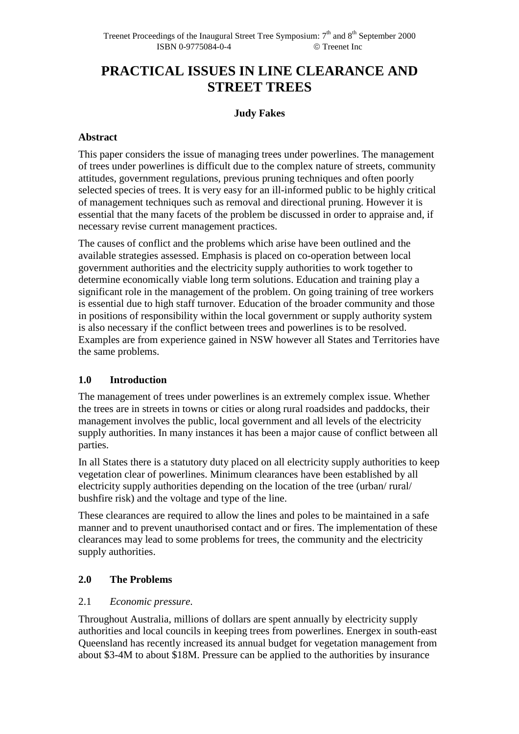# PRACTICAL ISSUES IN LINE CLEARANCE AND STREET TREES

**Judy Fakes**

### Abstract

This paper considers the issue of managing trees under powerlines. The management of trees under powerlines is difficult due to the complex nature of streets, community attitudes, government regulations, previous pruning techniques and often poorly selected species of trees. It is very easy for an ill-informed public to be highly critical of management techniques such as removal and directional pruning. However it is essential that the many facets of the problem be discussed in order to appraise and, if necessary revise current management practices.

The causes of conflict and the problems which arise have been outlined and the available strategies assessed. Emphasis is placed on co-operation between local government authorities and the electricity supply authorities to work together to determine economically viable long term solutions. Education and training play a significant role in the management of the problem. On going training of tree workers is essential due to high staff turnover. Education of the broader community and those in positions of responsibility within the local government or supply authority system is also necessary if the conflict between trees and powerlines is to be resolved. Examples are from experience gained in NSW however all States and Territories have the same problems.

## 1.0 Introduction

The management of trees under powerlines is an extremely complex issue. Whether the trees are in streets in towns or cities or along rural roadsides and paddocks, their management involves the public, local government and all levels of the electricity supply authorities. In many instances it has been a major cause of conflict between all parties.

In all States there is a statutory duty placed on all electricity supply authorities to keep vegetation clear of powerlines. Minimum clearances have been established by all electricity supply authorities depending on the location of the tree (urban/ rural/ bushfire risk) and the voltage and type of the line.

These clearances are required to allow the lines and poles to be maintained in a safe manner and to prevent unauthorised contact and or fires. The implementation of these clearances may lead to some problems for trees, the community and the electricity supply authorities.

## 2.0 The Problems

### 2.1 *Economic pressure.*

Throughout Australia, millions of dollars are spent annually by electricity supply authorities and local councils in keeping trees from powerlines. Energex in south-east Queensland has recently increased its annual budget for vegetation management from about $3-4M to about $18M. Pressure can be applied to the authorities by insurance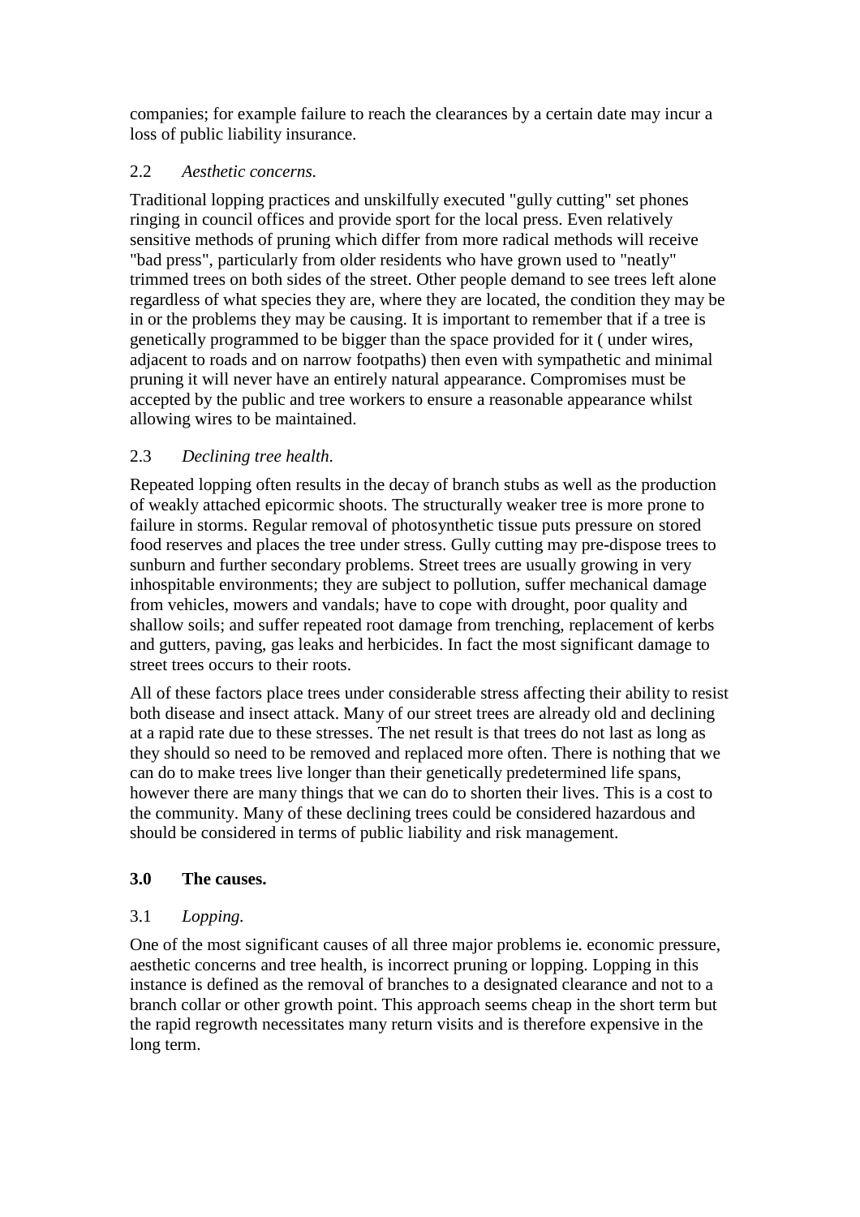companies; for example failure to reach the clearances by a certain date may incur a loss of public liability insurance.

2.2 *Aesthetic concerns.*

Traditional lopping practices and unskilfully executed "gully cutting" set phones ringing in council offices and provide sport for the local press. Even relatively sensitive methods of pruning which differ from more radical methods will receive "bad press", particularly from older residents who have grown used to "neatly" trimmed trees on both sides of the street. Other people demand to see trees left alone regardless of what species they are, where they are located, the condition they may be in or the problems they may be causing. It is important to remember that if a tree is genetically programmed to be bigger than the space provided for it ( under wires, adjacent to roads and on narrow footpaths) then even with sympathetic and minimal pruning it will never have an entirely natural appearance. Compromises must be accepted by the public and tree workers to ensure a reasonable appearance whilst allowing wires to be maintained.

2.3 *Declining tree health.*

Repeated lopping often results in the decay of branch stubs as well as the production of weakly attached epicormic shoots. The structurally weaker tree is more prone to failure in storms. Regular removal of photosynthetic tissue puts pressure on stored food reserves and places the tree under stress. Gully cutting may pre-dispose trees to sunburn and further secondary problems. Street trees are usually growing in very inhospitable environments; they are subject to pollution, suffer mechanical damage from vehicles, mowers and vandals; have to cope with drought, poor quality and shallow soils; and suffer repeated root damage from trenching, replacement of kerbs and gutters, paving, gas leaks and herbicides. In fact the most significant damage to street trees occurs to their roots.

All of these factors place trees under considerable stress affecting their ability to resist both disease and insect attack. Many of our street trees are already old and declining at a rapid rate due to these stresses. The net result is that trees do not last as long as they should so need to be removed and replaced more often. There is nothing that we can do to make trees live longer than their genetically predetermined life spans, however there are many things that we can do to shorten their lives. This is a cost to the community. Many of these declining trees could be considered hazardous and should be considered in terms of public liability and risk management.

## 3.0 The causes.

3.1 *Lopping.*

One of the most significant causes of all three major problems ie. economic pressure, aesthetic concerns and tree health, is incorrect pruning or lopping. Lopping in this instance is defined as the removal of branches to a designated clearance and not to a branch collar or other growth point. This approach seems cheap in the short term but the rapid regrowth necessitates many return visits and is therefore expensive in the long term.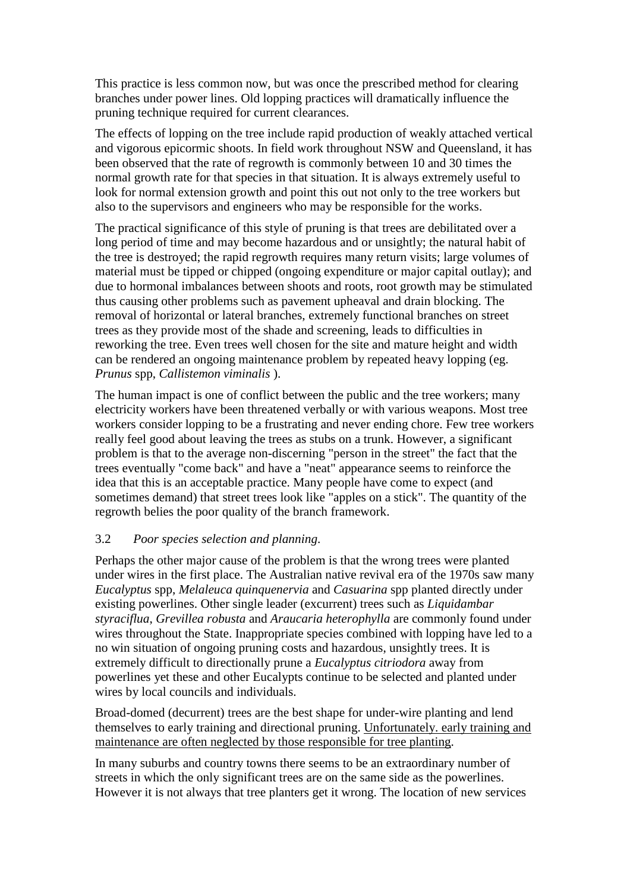This practice is less common now, but was once the prescribed method for clearing branches under power lines. Old lopping practices will dramatically influence the pruning technique required for current clearances.

The effects of lopping on the tree include rapid production of weakly attached vertical and vigorous epicormic shoots. In field work throughout NSW and Queensland, it has been observed that the rate of regrowth is commonly between 10 and 30 times the normal growth rate for that species in that situation. It is always extremely useful to look for normal extension growth and point this out not only to the tree workers but also to the supervisors and engineers who may be responsible for the works.

The practical significance of this style of pruning is that trees are debilitated over a long period of time and may become hazardous and or unsightly; the natural habit of the tree is destroyed; the rapid regrowth requires many return visits; large volumes of material must be tipped or chipped (ongoing expenditure or major capital outlay); and due to hormonal imbalances between shoots and roots, root growth may be stimulated thus causing other problems such as pavement upheaval and drain blocking. The removal of horizontal or lateral branches, extremely functional branches on street trees as they provide most of the shade and screening, leads to difficulties in reworking the tree. Even trees well chosen for the site and mature height and width can be rendered an ongoing maintenance problem by repeated heavy lopping (eg. *Prunus* spp, *Callistemon viminalis* ).

The human impact is one of conflict between the public and the tree workers; many electricity workers have been threatened verbally or with various weapons. Most tree workers consider lopping to be a frustrating and never ending chore. Few tree workers really feel good about leaving the trees as stubs on a trunk. However, a significant problem is that to the average non-discerning "person in the street" the fact that the trees eventually "come back" and have a "neat" appearance seems to reinforce the idea that this is an acceptable practice. Many people have come to expect (and sometimes demand) that street trees look like "apples on a stick". The quantity of the regrowth belies the poor quality of the branch framework.

### 3.2 *Poor species selection and planning.*

Perhaps the other major cause of the problem is that the wrong trees were planted under wires in the first place. The Australian native revival era of the 1970s saw many *Eucalyptus* spp, *Melaleuca quinquenervia* and *Casuarina* spp planted directly under existing powerlines. Other single leader (excurrent) trees such as *Liquidambar styraciflua*, *Grevillea robusta* and *Araucaria heterophylla* are commonly found under wires throughout the State. Inappropriate species combined with lopping have led to a no win situation of ongoing pruning costs and hazardous, unsightly trees. It is extremely difficult to directionally prune a *Eucalyptus citriodora* away from powerlines yet these and other Eucalypts continue to be selected and planted under wires by local councils and individuals.

Broad-domed (decurrent) trees are the best shape for under-wire planting and lend themselves to early training and directional pruning. <u>Unfortunately. early training and maintenance are often neglected by those responsible for tree planting</u>.

In many suburbs and country towns there seems to be an extraordinary number of streets in which the only significant trees are on the same side as the powerlines. However it is not always that tree planters get it wrong. The location of new services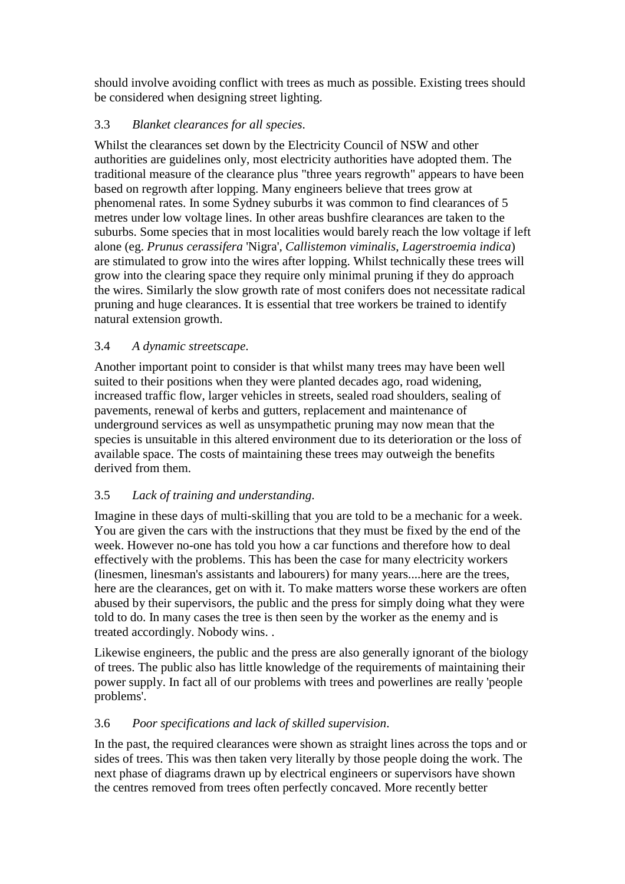should involve avoiding conflict with trees as much as possible. Existing trees should be considered when designing street lighting.

### 3.3 *Blanket clearances for all species*.

Whilst the clearances set down by the Electricity Council of NSW and other authorities are guidelines only, most electricity authorities have adopted them. The traditional measure of the clearance plus "three years regrowth" appears to have been based on regrowth after lopping. Many engineers believe that trees grow at phenomenal rates. In some Sydney suburbs it was common to find clearances of 5 metres under low voltage lines. In other areas bushfire clearances are taken to the suburbs. Some species that in most localities would barely reach the low voltage if left alone (eg. *Prunus cerassifera* 'Nigra', *Callistemon viminalis*, *Lagerstroemia indica*) are stimulated to grow into the wires after lopping. Whilst technically these trees will grow into the clearing space they require only minimal pruning if they do approach the wires. Similarly the slow growth rate of most conifers does not necessitate radical pruning and huge clearances. It is essential that tree workers be trained to identify natural extension growth.

### 3.4 *A dynamic streetscape*.

Another important point to consider is that whilst many trees may have been well suited to their positions when they were planted decades ago, road widening, increased traffic flow, larger vehicles in streets, sealed road shoulders, sealing of pavements, renewal of kerbs and gutters, replacement and maintenance of underground services as well as unsympathetic pruning may now mean that the species is unsuitable in this altered environment due to its deterioration or the loss of available space. The costs of maintaining these trees may outweigh the benefits derived from them.

### 3.5 *Lack of training and understanding*.

Imagine in these days of multi-skilling that you are told to be a mechanic for a week. You are given the cars with the instructions that they must be fixed by the end of the week. However no-one has told you how a car functions and therefore how to deal effectively with the problems. This has been the case for many electricity workers (linesmen, linesman's assistants and labourers) for many years....here are the trees, here are the clearances, get on with it. To make matters worse these workers are often abused by their supervisors, the public and the press for simply doing what they were told to do. In many cases the tree is then seen by the worker as the enemy and is treated accordingly. Nobody wins. .

Likewise engineers, the public and the press are also generally ignorant of the biology of trees. The public also has little knowledge of the requirements of maintaining their power supply. In fact all of our problems with trees and powerlines are really 'people problems'.

### 3.6 *Poor specifications and lack of skilled supervision*.

In the past, the required clearances were shown as straight lines across the tops and or sides of trees. This was then taken very literally by those people doing the work. The next phase of diagrams drawn up by electrical engineers or supervisors have shown the centres removed from trees often perfectly concaved. More recently better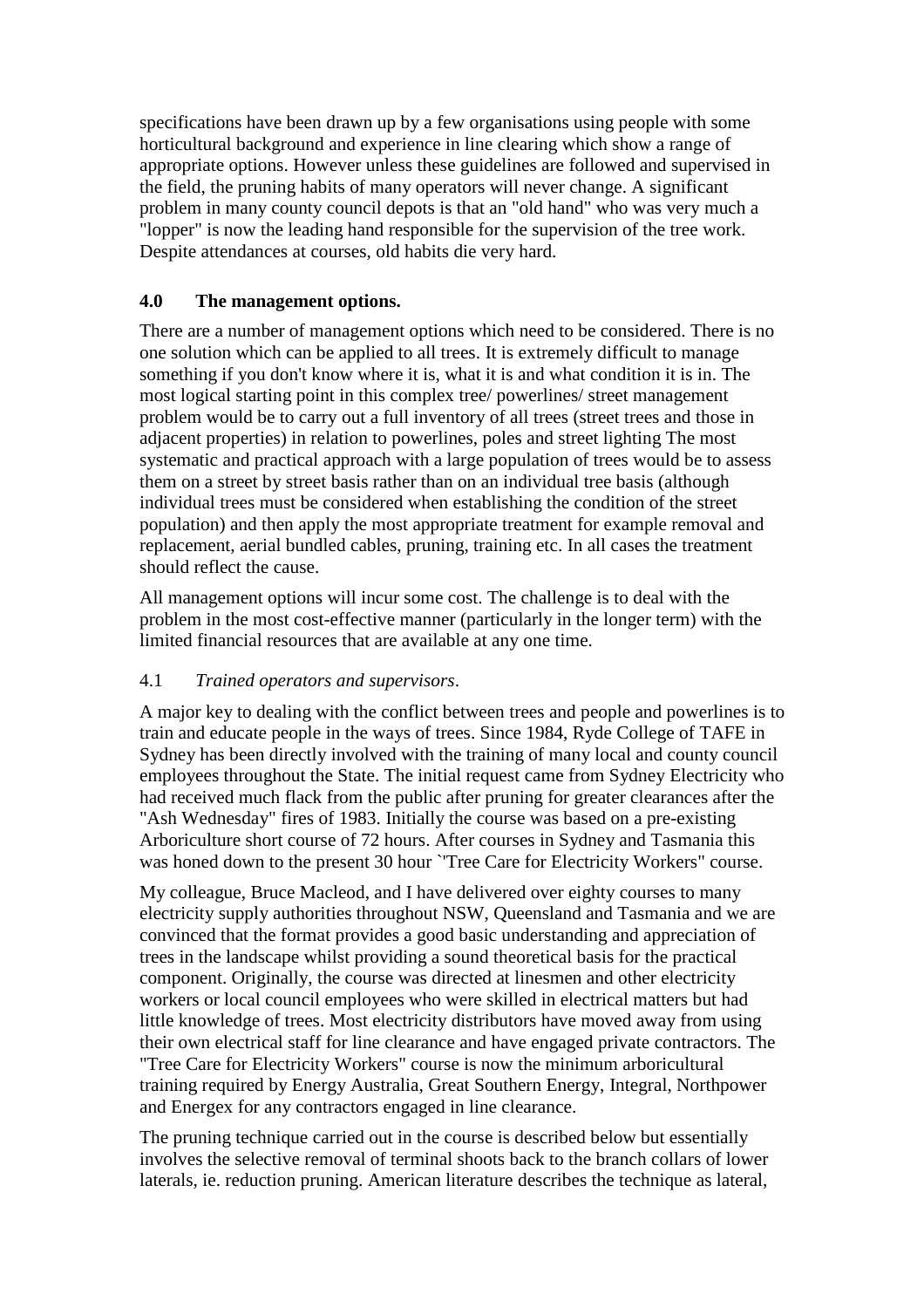specifications have been drawn up by a few organisations using people with some horticultural background and experience in line clearing which show a range of appropriate options. However unless these guidelines are followed and supervised in the field, the pruning habits of many operators will never change. A significant problem in many county council depots is that an "old hand" who was very much a "lopper" is now the leading hand responsible for the supervision of the tree work. Despite attendances at courses, old habits die very hard.

## 4.0 The management options.

There are a number of management options which need to be considered. There is no one solution which can be applied to all trees. It is extremely difficult to manage something if you don't know where it is, what it is and what condition it is in. The most logical starting point in this complex tree/ powerlines/ street management problem would be to carry out a full inventory of all trees (street trees and those in adjacent properties) in relation to powerlines, poles and street lighting The most systematic and practical approach with a large population of trees would be to assess them on a street by street basis rather than on an individual tree basis (although individual trees must be considered when establishing the condition of the street population) and then apply the most appropriate treatment for example removal and replacement, aerial bundled cables, pruning, training etc. In all cases the treatment should reflect the cause.

All management options will incur some cost. The challenge is to deal with the problem in the most cost-effective manner (particularly in the longer term) with the limited financial resources that are available at any one time.

### 4.1 *Trained operators and supervisors*.

A major key to dealing with the conflict between trees and people and powerlines is to train and educate people in the ways of trees. Since 1984, Ryde College of TAFE in Sydney has been directly involved with the training of many local and county council employees throughout the State. The initial request came from Sydney Electricity who had received much flack from the public after pruning for greater clearances after the "Ash Wednesday" fires of 1983. Initially the course was based on a pre-existing Arboriculture short course of 72 hours. After courses in Sydney and Tasmania this was honed down to the present 30 hour `"Tree Care for Electricity Workers" course.

My colleague, Bruce Macleod, and I have delivered over eighty courses to many electricity supply authorities throughout NSW, Queensland and Tasmania and we are convinced that the format provides a good basic understanding and appreciation of trees in the landscape whilst providing a sound theoretical basis for the practical component. Originally, the course was directed at linesmen and other electricity workers or local council employees who were skilled in electrical matters but had little knowledge of trees. Most electricity distributors have moved away from using their own electrical staff for line clearance and have engaged private contractors. The "Tree Care for Electricity Workers" course is now the minimum arboricultural training required by Energy Australia, Great Southern Energy, Integral, Northpower and Energex for any contractors engaged in line clearance.

The pruning technique carried out in the course is described below but essentially involves the selective removal of terminal shoots back to the branch collars of lower laterals, ie. reduction pruning. American literature describes the technique as lateral,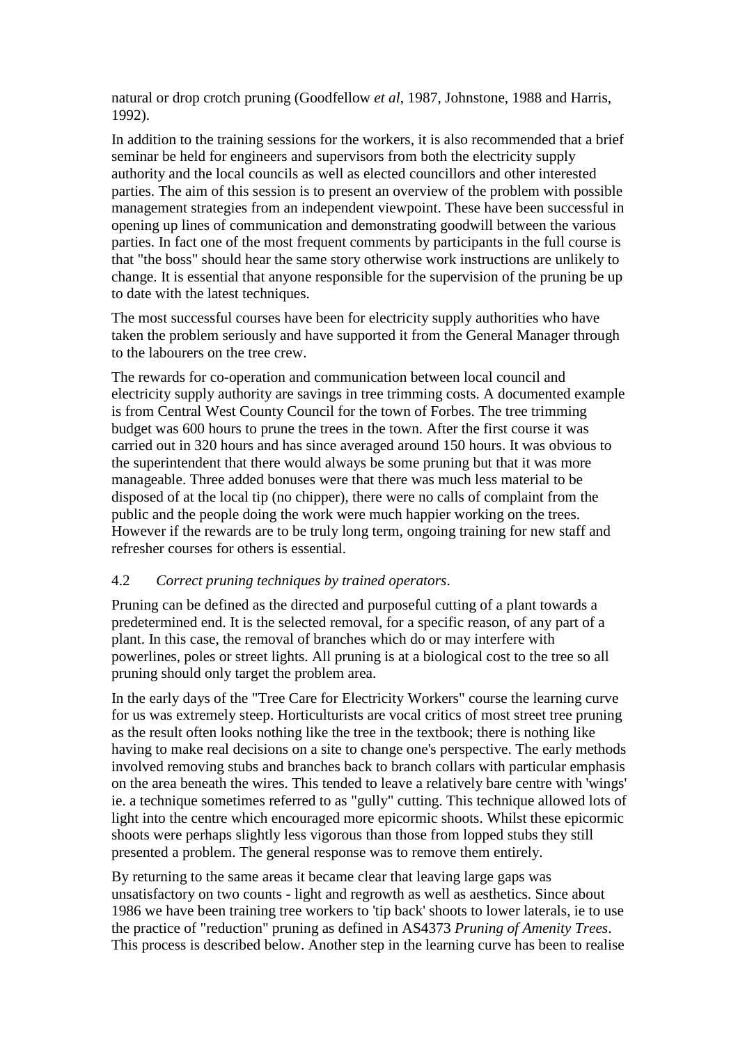natural or drop crotch pruning (Goodfellow *et al*, 1987, Johnstone, 1988 and Harris, 1992).

In addition to the training sessions for the workers, it is also recommended that a brief seminar be held for engineers and supervisors from both the electricity supply authority and the local councils as well as elected councillors and other interested parties. The aim of this session is to present an overview of the problem with possible management strategies from an independent viewpoint. These have been successful in opening up lines of communication and demonstrating goodwill between the various parties. In fact one of the most frequent comments by participants in the full course is that "the boss" should hear the same story otherwise work instructions are unlikely to change. It is essential that anyone responsible for the supervision of the pruning be up to date with the latest techniques.

The most successful courses have been for electricity supply authorities who have taken the problem seriously and have supported it from the General Manager through to the labourers on the tree crew.

The rewards for co-operation and communication between local council and electricity supply authority are savings in tree trimming costs. A documented example is from Central West County Council for the town of Forbes. The tree trimming budget was 600 hours to prune the trees in the town. After the first course it was carried out in 320 hours and has since averaged around 150 hours. It was obvious to the superintendent that there would always be some pruning but that it was more manageable. Three added bonuses were that there was much less material to be disposed of at the local tip (no chipper), there were no calls of complaint from the public and the people doing the work were much happier working on the trees. However if the rewards are to be truly long term, ongoing training for new staff and refresher courses for others is essential.

### 4.2 *Correct pruning techniques by trained operators*.

Pruning can be defined as the directed and purposeful cutting of a plant towards a predetermined end. It is the selected removal, for a specific reason, of any part of a plant. In this case, the removal of branches which do or may interfere with powerlines, poles or street lights. All pruning is at a biological cost to the tree so all pruning should only target the problem area.

In the early days of the "Tree Care for Electricity Workers" course the learning curve for us was extremely steep. Horticulturists are vocal critics of most street tree pruning as the result often looks nothing like the tree in the textbook; there is nothing like having to make real decisions on a site to change one's perspective. The early methods involved removing stubs and branches back to branch collars with particular emphasis on the area beneath the wires. This tended to leave a relatively bare centre with 'wings' ie. a technique sometimes referred to as "gully" cutting. This technique allowed lots of light into the centre which encouraged more epicormic shoots. Whilst these epicormic shoots were perhaps slightly less vigorous than those from lopped stubs they still presented a problem. The general response was to remove them entirely.

By returning to the same areas it became clear that leaving large gaps was unsatisfactory on two counts - light and regrowth as well as aesthetics. Since about 1986 we have been training tree workers to 'tip back' shoots to lower laterals, ie to use the practice of "reduction" pruning as defined in AS4373 *Pruning of Amenity Trees*. This process is described below. Another step in the learning curve has been to realise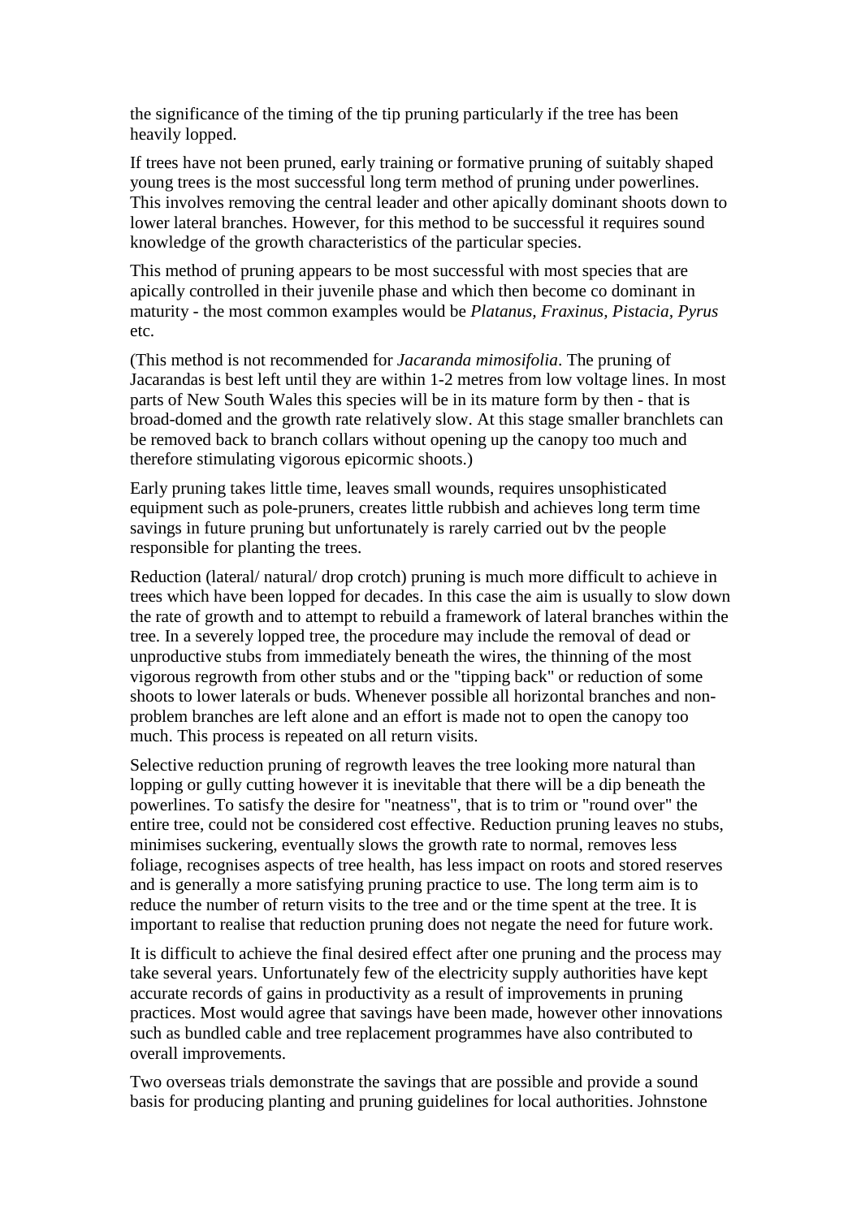the significance of the timing of the tip pruning particularly if the tree has been heavily lopped.

If trees have not been pruned, early training or formative pruning of suitably shaped young trees is the most successful long term method of pruning under powerlines. This involves removing the central leader and other apically dominant shoots down to lower lateral branches. However, for this method to be successful it requires sound knowledge of the growth characteristics of the particular species.

This method of pruning appears to be most successful with most species that are apically controlled in their juvenile phase and which then become co dominant in maturity - the most common examples would be *Platanus, Fraxinus, Pistacia, Pyrus* etc.

(This method is not recommended for *Jacaranda mimosifolia*. The pruning of Jacarandas is best left until they are within 1-2 metres from low voltage lines. In most parts of New South Wales this species will be in its mature form by then - that is broad-domed and the growth rate relatively slow. At this stage smaller branchlets can be removed back to branch collars without opening up the canopy too much and therefore stimulating vigorous epicormic shoots.)

Early pruning takes little time, leaves small wounds, requires unsophisticated equipment such as pole-pruners, creates little rubbish and achieves long term time savings in future pruning but unfortunately is rarely carried out bv the people responsible for planting the trees.

Reduction (lateral/ natural/ drop crotch) pruning is much more difficult to achieve in trees which have been lopped for decades. In this case the aim is usually to slow down the rate of growth and to attempt to rebuild a framework of lateral branches within the tree. In a severely lopped tree, the procedure may include the removal of dead or unproductive stubs from immediately beneath the wires, the thinning of the most vigorous regrowth from other stubs and or the "tipping back" or reduction of some shoots to lower laterals or buds. Whenever possible all horizontal branches and non-problem branches are left alone and an effort is made not to open the canopy too much. This process is repeated on all return visits.

Selective reduction pruning of regrowth leaves the tree looking more natural than lopping or gully cutting however it is inevitable that there will be a dip beneath the powerlines. To satisfy the desire for "neatness", that is to trim or "round over" the entire tree, could not be considered cost effective. Reduction pruning leaves no stubs, minimises suckering, eventually slows the growth rate to normal, removes less foliage, recognises aspects of tree health, has less impact on roots and stored reserves and is generally a more satisfying pruning practice to use. The long term aim is to reduce the number of return visits to the tree and or the time spent at the tree. It is important to realise that reduction pruning does not negate the need for future work.

It is difficult to achieve the final desired effect after one pruning and the process may take several years. Unfortunately few of the electricity supply authorities have kept accurate records of gains in productivity as a result of improvements in pruning practices. Most would agree that savings have been made, however other innovations such as bundled cable and tree replacement programmes have also contributed to overall improvements.

Two overseas trials demonstrate the savings that are possible and provide a sound basis for producing planting and pruning guidelines for local authorities. Johnstone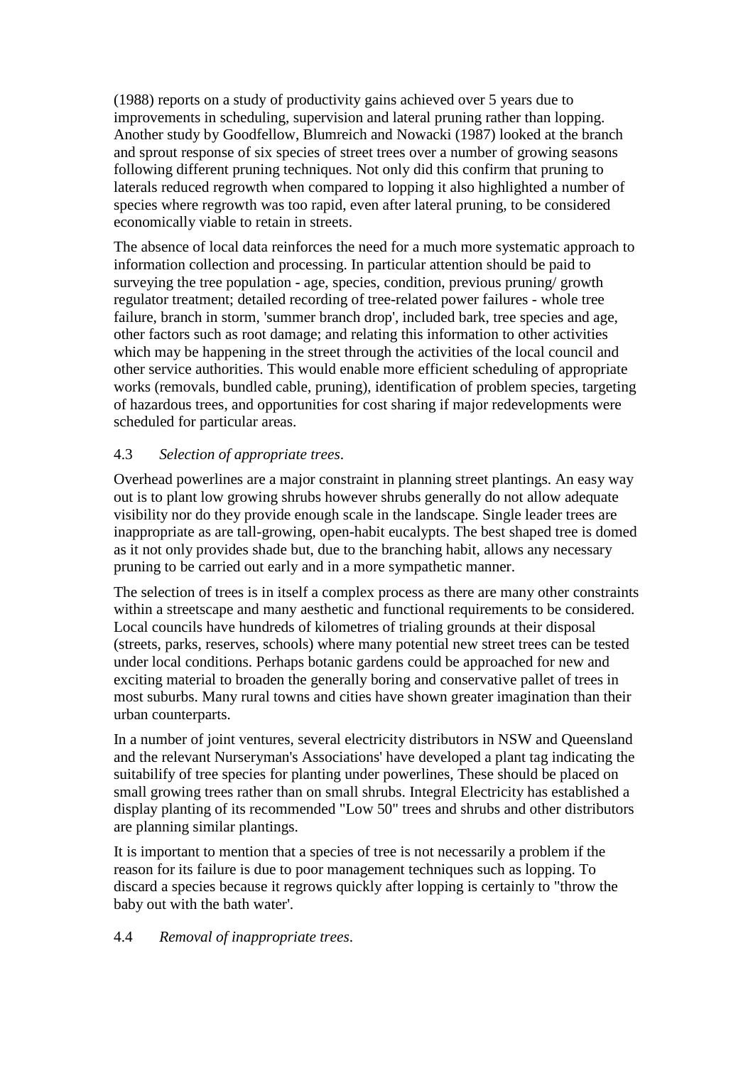(1988) reports on a study of productivity gains achieved over 5 years due to improvements in scheduling, supervision and lateral pruning rather than lopping. Another study by Goodfellow, Blumreich and Nowacki (1987) looked at the branch and sprout response of six species of street trees over a number of growing seasons following different pruning techniques. Not only did this confirm that pruning to laterals reduced regrowth when compared to lopping it also highlighted a number of species where regrowth was too rapid, even after lateral pruning, to be considered economically viable to retain in streets.

The absence of local data reinforces the need for a much more systematic approach to information collection and processing. In particular attention should be paid to surveying the tree population - age, species, condition, previous pruning/ growth regulator treatment; detailed recording of tree-related power failures - whole tree failure, branch in storm, 'summer branch drop', included bark, tree species and age, other factors such as root damage; and relating this information to other activities which may be happening in the street through the activities of the local council and other service authorities. This would enable more efficient scheduling of appropriate works (removals, bundled cable, pruning), identification of problem species, targeting of hazardous trees, and opportunities for cost sharing if major redevelopments were scheduled for particular areas.

### 4.3 *Selection of appropriate trees.*

Overhead powerlines are a major constraint in planning street plantings. An easy way out is to plant low growing shrubs however shrubs generally do not allow adequate visibility nor do they provide enough scale in the landscape. Single leader trees are inappropriate as are tall-growing, open-habit eucalypts. The best shaped tree is domed as it not only provides shade but, due to the branching habit, allows any necessary pruning to be carried out early and in a more sympathetic manner.

The selection of trees is in itself a complex process as there are many other constraints within a streetscape and many aesthetic and functional requirements to be considered. Local councils have hundreds of kilometres of trialing grounds at their disposal (streets, parks, reserves, schools) where many potential new street trees can be tested under local conditions. Perhaps botanic gardens could be approached for new and exciting material to broaden the generally boring and conservative pallet of trees in most suburbs. Many rural towns and cities have shown greater imagination than their urban counterparts.

In a number of joint ventures, several electricity distributors in NSW and Queensland and the relevant Nurseryman's Associations' have developed a plant tag indicating the suitabilify of tree species for planting under powerlines, These should be placed on small growing trees rather than on small shrubs. Integral Electricity has established a display planting of its recommended "Low 50" trees and shrubs and other distributors are planning similar plantings.

It is important to mention that a species of tree is not necessarily a problem if the reason for its failure is due to poor management techniques such as lopping. To discard a species because it regrows quickly after lopping is certainly to "throw the baby out with the bath water'.

### 4.4 *Removal of inappropriate trees.*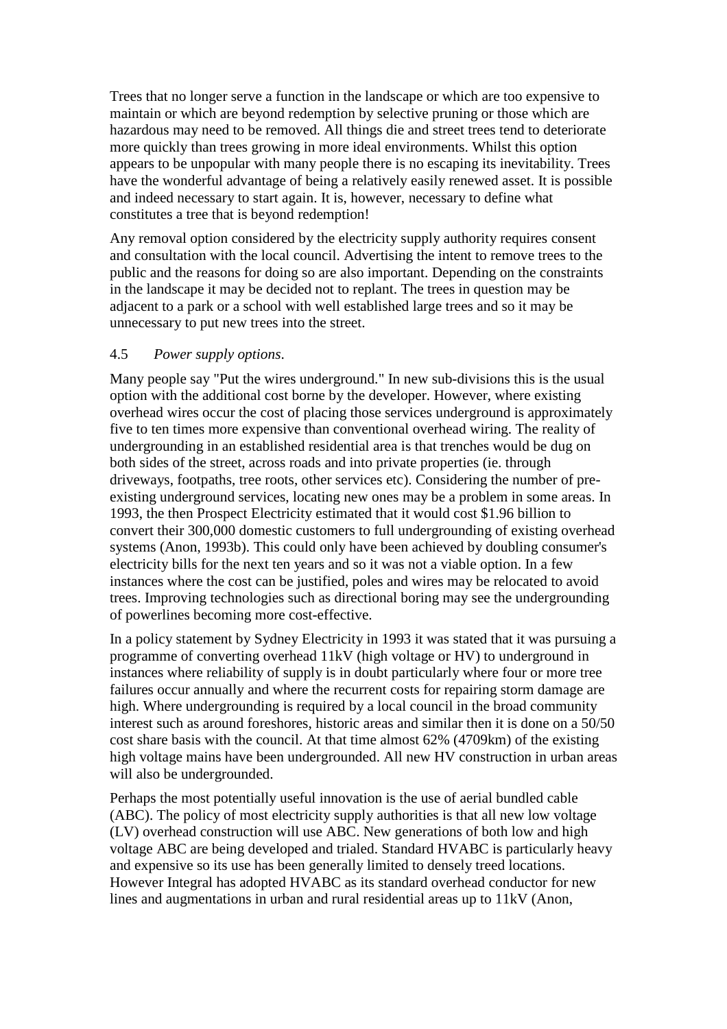Trees that no longer serve a function in the landscape or which are too expensive to maintain or which are beyond redemption by selective pruning or those which are hazardous may need to be removed. All things die and street trees tend to deteriorate more quickly than trees growing in more ideal environments. Whilst this option appears to be unpopular with many people there is no escaping its inevitability. Trees have the wonderful advantage of being a relatively easily renewed asset. It is possible and indeed necessary to start again. It is, however, necessary to define what constitutes a tree that is beyond redemption!

Any removal option considered by the electricity supply authority requires consent and consultation with the local council. Advertising the intent to remove trees to the public and the reasons for doing so are also important. Depending on the constraints in the landscape it may be decided not to replant. The trees in question may be adjacent to a park or a school with well established large trees and so it may be unnecessary to put new trees into the street.

### 4.5 *Power supply options*.

Many people say "Put the wires underground." In new sub-divisions this is the usual option with the additional cost borne by the developer. However, where existing overhead wires occur the cost of placing those services underground is approximately five to ten times more expensive than conventional overhead wiring. The reality of undergrounding in an established residential area is that trenches would be dug on both sides of the street, across roads and into private properties (ie. through driveways, footpaths, tree roots, other services etc). Considering the number of pre-existing underground services, locating new ones may be a problem in some areas. In 1993, the then Prospect Electricity estimated that it would cost $1.96 billion to convert their 300,000 domestic customers to full undergrounding of existing overhead systems (Anon, 1993b). This could only have been achieved by doubling consumer's electricity bills for the next ten years and so it was not a viable option. In a few instances where the cost can be justified, poles and wires may be relocated to avoid trees. Improving technologies such as directional boring may see the undergrounding of powerlines becoming more cost-effective.

In a policy statement by Sydney Electricity in 1993 it was stated that it was pursuing a programme of converting overhead 11kV (high voltage or HV) to underground in instances where reliability of supply is in doubt particularly where four or more tree failures occur annually and where the recurrent costs for repairing storm damage are high. Where undergrounding is required by a local council in the broad community interest such as around foreshores, historic areas and similar then it is done on a 50/50 cost share basis with the council. At that time almost 62% (4709km) of the existing high voltage mains have been undergrounded. All new HV construction in urban areas will also be undergrounded.

Perhaps the most potentially useful innovation is the use of aerial bundled cable (ABC). The policy of most electricity supply authorities is that all new low voltage (LV) overhead construction will use ABC. New generations of both low and high voltage ABC are being developed and trialed. Standard HVABC is particularly heavy and expensive so its use has been generally limited to densely treed locations. However Integral has adopted HVABC as its standard overhead conductor for new lines and augmentations in urban and rural residential areas up to 11kV (Anon,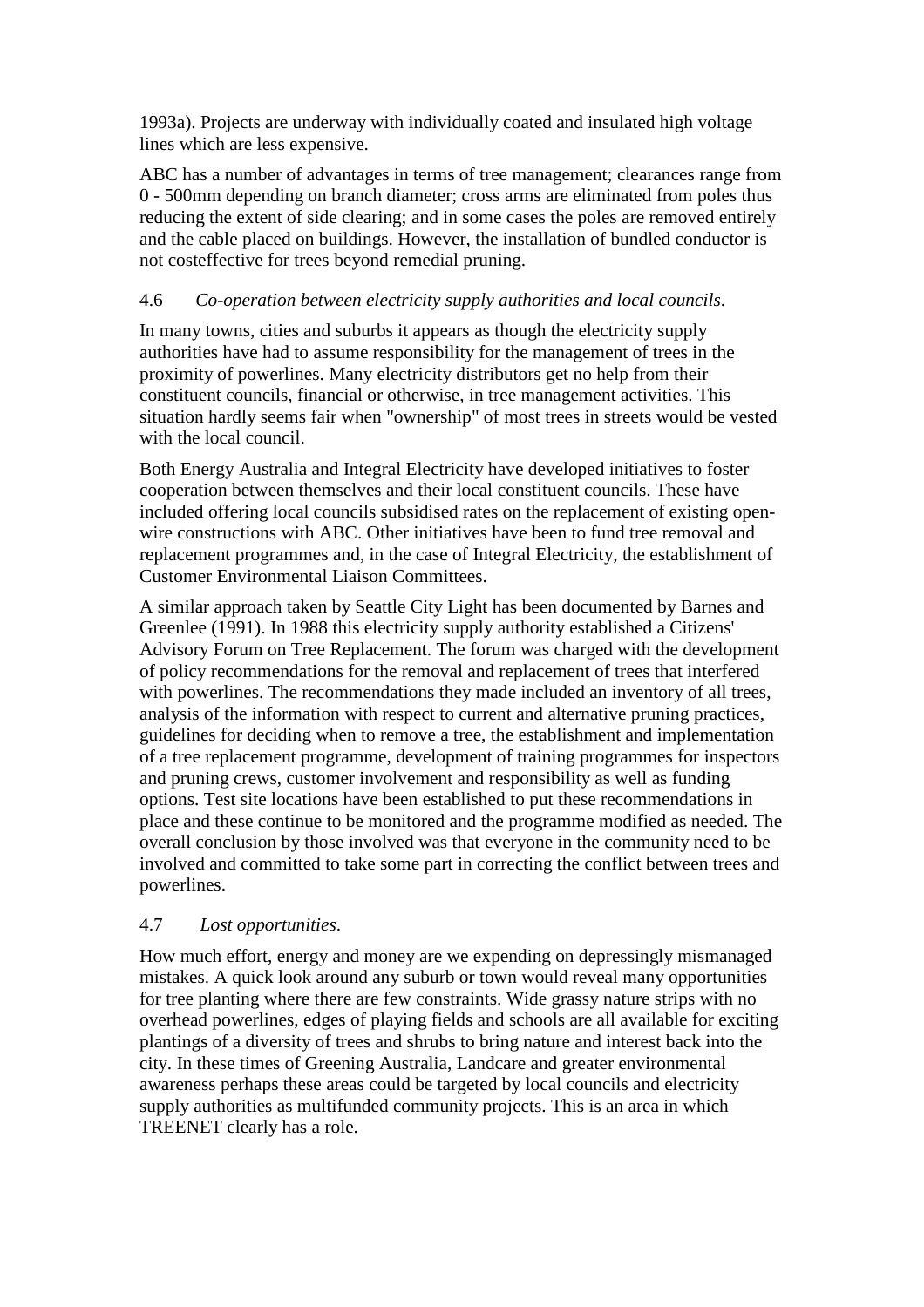1993a). Projects are underway with individually coated and insulated high voltage lines which are less expensive.

ABC has a number of advantages in terms of tree management; clearances range from 0 - 500mm depending on branch diameter; cross arms are eliminated from poles thus reducing the extent of side clearing; and in some cases the poles are removed entirely and the cable placed on buildings. However, the installation of bundled conductor is not costeffective for trees beyond remedial pruning.

### 4.6 *Co-operation between electricity supply authorities and local councils*.

In many towns, cities and suburbs it appears as though the electricity supply authorities have had to assume responsibility for the management of trees in the proximity of powerlines. Many electricity distributors get no help from their constituent councils, financial or otherwise, in tree management activities. This situation hardly seems fair when "ownership" of most trees in streets would be vested with the local council.

Both Energy Australia and Integral Electricity have developed initiatives to foster cooperation between themselves and their local constituent councils. These have included offering local councils subsidised rates on the replacement of existing open-wire constructions with ABC. Other initiatives have been to fund tree removal and replacement programmes and, in the case of Integral Electricity, the establishment of Customer Environmental Liaison Committees.

A similar approach taken by Seattle City Light has been documented by Barnes and Greenlee (1991). In 1988 this electricity supply authority established a Citizens' Advisory Forum on Tree Replacement. The forum was charged with the development of policy recommendations for the removal and replacement of trees that interfered with powerlines. The recommendations they made included an inventory of all trees, analysis of the information with respect to current and alternative pruning practices, guidelines for deciding when to remove a tree, the establishment and implementation of a tree replacement programme, development of training programmes for inspectors and pruning crews, customer involvement and responsibility as well as funding options. Test site locations have been established to put these recommendations in place and these continue to be monitored and the programme modified as needed. The overall conclusion by those involved was that everyone in the community need to be involved and committed to take some part in correcting the conflict between trees and powerlines.

### 4.7 *Lost opportunities*.

How much effort, energy and money are we expending on depressingly mismanaged mistakes. A quick look around any suburb or town would reveal many opportunities for tree planting where there are few constraints. Wide grassy nature strips with no overhead powerlines, edges of playing fields and schools are all available for exciting plantings of a diversity of trees and shrubs to bring nature and interest back into the city. In these times of Greening Australia, Landcare and greater environmental awareness perhaps these areas could be targeted by local councils and electricity supply authorities as multifunded community projects. This is an area in which TREENET clearly has a role.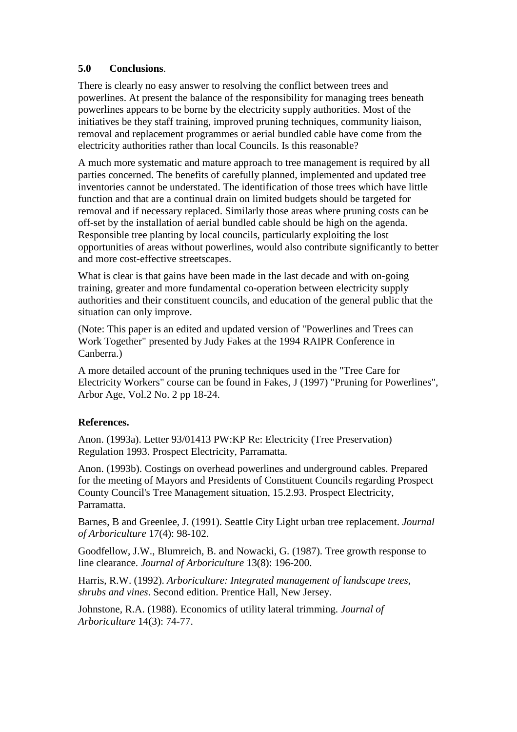## 5.0 Conclusions.

There is clearly no easy answer to resolving the conflict between trees and powerlines. At present the balance of the responsibility for managing trees beneath powerlines appears to be borne by the electricity supply authorities. Most of the initiatives be they staff training, improved pruning techniques, community liaison, removal and replacement programmes or aerial bundled cable have come from the electricity authorities rather than local Councils. Is this reasonable?

A much more systematic and mature approach to tree management is required by all parties concerned. The benefits of carefully planned, implemented and updated tree inventories cannot be understated. The identification of those trees which have little function and that are a continual drain on limited budgets should be targeted for removal and if necessary replaced. Similarly those areas where pruning costs can be off-set by the installation of aerial bundled cable should be high on the agenda. Responsible tree planting by local councils, particularly exploiting the lost opportunities of areas without powerlines, would also contribute significantly to better and more cost-effective streetscapes.

What is clear is that gains have been made in the last decade and with on-going training, greater and more fundamental co-operation between electricity supply authorities and their constituent councils, and education of the general public that the situation can only improve.

(Note: This paper is an edited and updated version of "Powerlines and Trees can Work Together" presented by Judy Fakes at the 1994 RAIPR Conference in Canberra.)

A more detailed account of the pruning techniques used in the "Tree Care for Electricity Workers" course can be found in Fakes, J (1997) "Pruning for Powerlines", Arbor Age, Vol.2 No. 2 pp 18-24.

### References.

Anon. (1993a). Letter 93/01413 PW:KP Re: Electricity (Tree Preservation) Regulation 1993. Prospect Electricity, Parramatta.

Anon. (1993b). Costings on overhead powerlines and underground cables. Prepared for the meeting of Mayors and Presidents of Constituent Councils regarding Prospect County Council's Tree Management situation, 15.2.93. Prospect Electricity, Parramatta.

Barnes, B and Greenlee, J. (1991). Seattle City Light urban tree replacement. *Journal of Arboriculture* 17(4): 98-102.

Goodfellow, J.W., Blumreich, B. and Nowacki, G. (1987). Tree growth response to line clearance. *Journal of Arboriculture* 13(8): 196-200.

Harris, R.W. (1992). *Arboriculture: Integrated management of landscape trees, shrubs and vines*. Second edition. Prentice Hall, New Jersey.

Johnstone, R.A. (1988). Economics of utility lateral trimming. *Journal of Arboriculture* 14(3): 74-77.